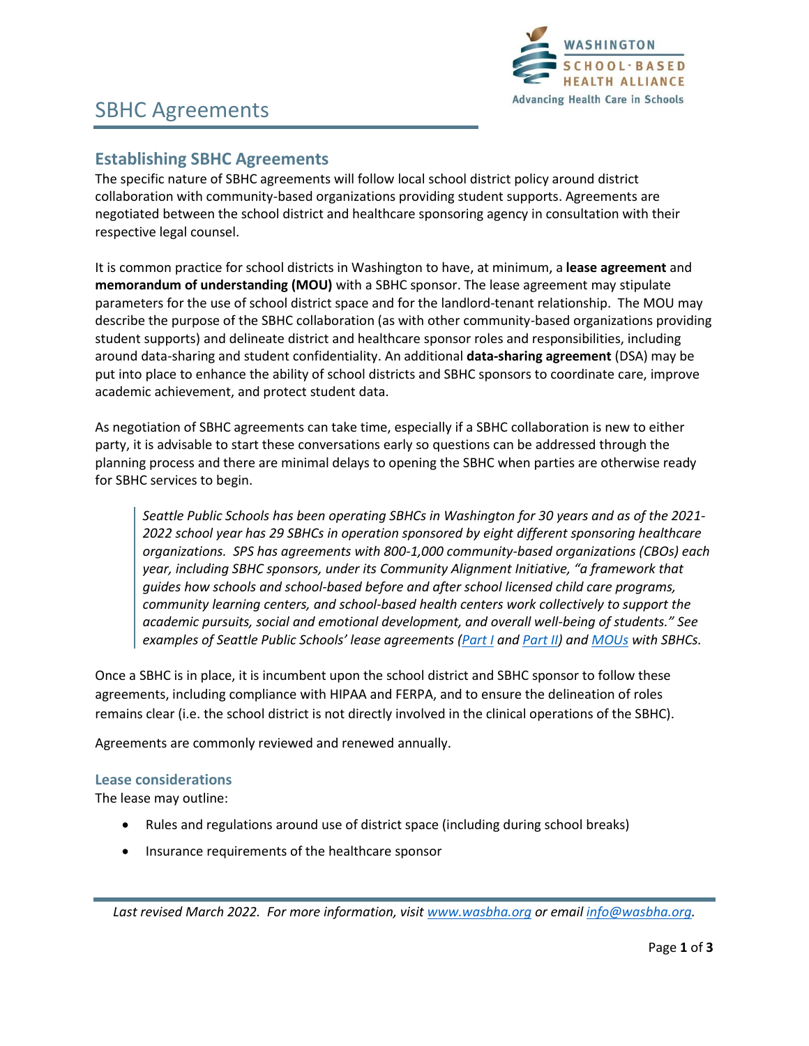# SBHC Agreements

## Establishing SBHC Agreements

The specific nature of SBHC agreements will follow local school district policy around district collaboration with community-based organizations providing student supports. Agreements are negotiated between the school district and healthcare sponsoring agency in consultation with their respective legal counsel.

It is common practice for school districts in Washington to have, at minimum, a **lease agreement** and **memorandum of understanding (MOU)** with a SBHC sponsor. The lease agreement may stipulate parameters for the use of school district space and for the landlord-tenant relationship. The MOU may describe the purpose of the SBHC collaboration (as with other community-based organizations providing student supports) and delineate district and healthcare sponsor roles and responsibilities, including around data-sharing and student confidentiality. An additional **data-sharing agreement** (DSA) may be put into place to enhance the ability of school districts and SBHC sponsors to coordinate care, improve academic achievement, and protect student data.

As negotiation of SBHC agreements can take time, especially if a SBHC collaboration is new to either party, it is advisable to start these conversations early so questions can be addressed through the planning process and there are minimal delays to opening the SBHC when parties are otherwise ready for SBHC services to begin.

> *Seattle Public Schools has been operating SBHCs in Washington for 30 years and as of the 2021-2022 school year has 29 SBHCs in operation sponsored by eight different sponsoring healthcare organizations. SPS has agreements with 800-1,000 community-based organizations (CBOs) each year, including SBHC sponsors, under its Community Alignment Initiative, "a framework that guides how schools and school-based before and after school licensed child care programs, community learning centers, and school-based health centers work collectively to support the academic pursuits, social and emotional development, and overall well-being of students." See examples of Seattle Public Schools' lease agreements (Part I and Part II) and MOUs with SBHCs.*

Once a SBHC is in place, it is incumbent upon the school district and SBHC sponsor to follow these agreements, including compliance with HIPAA and FERPA, and to ensure the delineation of roles remains clear (i.e. the school district is not directly involved in the clinical operations of the SBHC).

Agreements are commonly reviewed and renewed annually.

### Lease considerations

The lease may outline:

- Rules and regulations around use of district space (including during school breaks)
- Insurance requirements of the healthcare sponsor

*Last revised March 2022. For more information, visit www.wasbha.org or email info@wasbha.org.*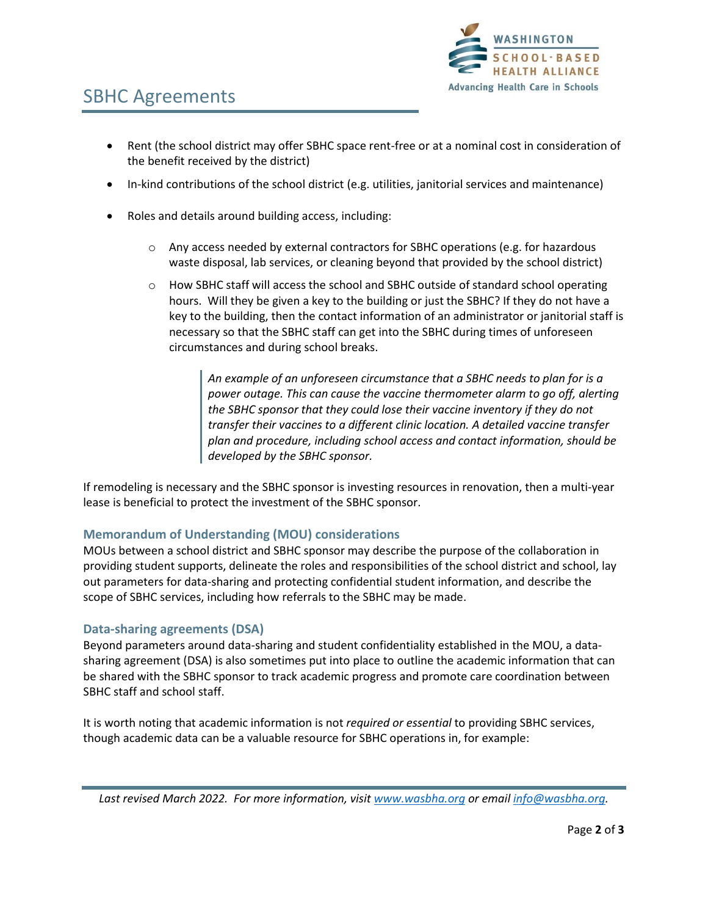- Rent (the school district may offer SBHC space rent-free or at a nominal cost in consideration of the benefit received by the district)
- In-kind contributions of the school district (e.g. utilities, janitorial services and maintenance)
- Roles and details around building access, including:
  - Any access needed by external contractors for SBHC operations (e.g. for hazardous waste disposal, lab services, or cleaning beyond that provided by the school district)
  - How SBHC staff will access the school and SBHC outside of standard school operating hours. Will they be given a key to the building or just the SBHC? If they do not have a key to the building, then the contact information of an administrator or janitorial staff is necessary so that the SBHC staff can get into the SBHC during times of unforeseen circumstances and during school breaks.

    > *An example of an unforeseen circumstance that a SBHC needs to plan for is a power outage. This can cause the vaccine thermometer alarm to go off, alerting the SBHC sponsor that they could lose their vaccine inventory if they do not transfer their vaccines to a different clinic location. A detailed vaccine transfer plan and procedure, including school access and contact information, should be developed by the SBHC sponsor.*

If remodeling is necessary and the SBHC sponsor is investing resources in renovation, then a multi-year lease is beneficial to protect the investment of the SBHC sponsor.

### Memorandum of Understanding (MOU) considerations

MOUs between a school district and SBHC sponsor may describe the purpose of the collaboration in providing student supports, delineate the roles and responsibilities of the school district and school, lay out parameters for data-sharing and protecting confidential student information, and describe the scope of SBHC services, including how referrals to the SBHC may be made.

### Data-sharing agreements (DSA)

Beyond parameters around data-sharing and student confidentiality established in the MOU, a data-sharing agreement (DSA) is also sometimes put into place to outline the academic information that can be shared with the SBHC sponsor to track academic progress and promote care coordination between SBHC staff and school staff.

It is worth noting that academic information is not *required or essential* to providing SBHC services, though academic data can be a valuable resource for SBHC operations in, for example: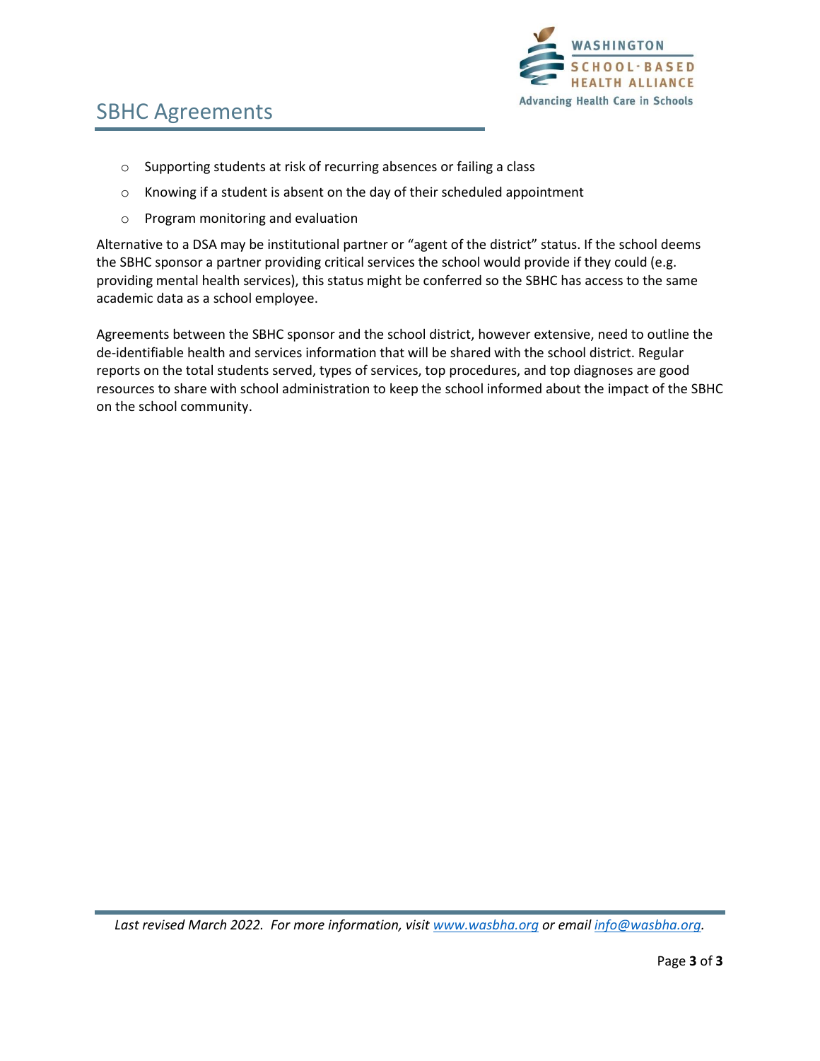- Supporting students at risk of recurring absences or failing a class
- Knowing if a student is absent on the day of their scheduled appointment
- Program monitoring and evaluation

Alternative to a DSA may be institutional partner or "agent of the district" status. If the school deems the SBHC sponsor a partner providing critical services the school would provide if they could (e.g. providing mental health services), this status might be conferred so the SBHC has access to the same academic data as a school employee.

Agreements between the SBHC sponsor and the school district, however extensive, need to outline the de-identifiable health and services information that will be shared with the school district. Regular reports on the total students served, types of services, top procedures, and top diagnoses are good resources to share with school administration to keep the school informed about the impact of the SBHC on the school community.

*Last revised March 2022. For more information, visit [www.wasbha.org](http://www.wasbha.org) or email [info@wasbha.org](mailto:info@wasbha.org).*